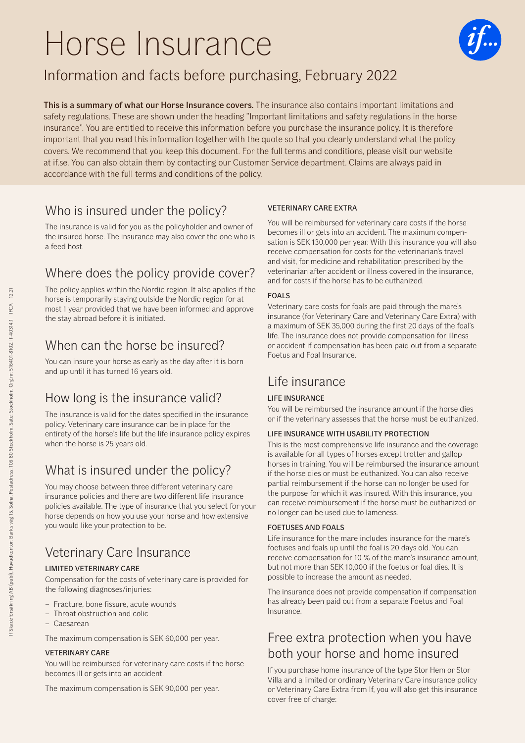# Horse Insurance

## Information and facts before purchasing, February 2022

**This is a summary of what our Horse Insurance covers.** The insurance also contains important limitations and safety regulations. These are shown under the heading "Important limitations and safety regulations in the horse insurance". You are entitled to receive this information before you purchase the insurance policy. It is therefore important that you read this information together with the quote so that you clearly understand what the policy covers. We recommend that you keep this document. For the full terms and conditions, please visit our website at if.se. You can also obtain them by contacting our Customer Service department. Claims are always paid in accordance with the full terms and conditions of the policy.

## Who is insured under the policy?

The insurance is valid for you as the policyholder and owner of the insured horse. The insurance may also cover the one who is a feed host.

## Where does the policy provide cover?

The policy applies within the Nordic region. It also applies if the horse is temporarily staying outside the Nordic region for at most 1 year provided that we have been informed and approve the stay abroad before it is initiated.

## When can the horse be insured?

You can insure your horse as early as the day after it is born and up until it has turned 16 years old.

## How long is the insurance valid?

The insurance is valid for the dates specified in the insurance policy. Veterinary care insurance can be in place for the entirety of the horse's life but the life insurance policy expires when the horse is 25 years old.

## What is insured under the policy?

You may choose between three different veterinary care insurance policies and there are two different life insurance policies available. The type of insurance that you select for your horse depends on how you use your horse and how extensive you would like your protection to be.

## Veterinary Care Insurance

### LIMITED VETERINARY CARE

Compensation for the costs of veterinary care is provided for the following diagnoses/injuries:

- Fracture, bone fissure, acute wounds
- Throat obstruction and colic
- Caesarean

The maximum compensation is SEK 60,000 per year.

### VETERINARY CARE

You will be reimbursed for veterinary care costs if the horse becomes ill or gets into an accident.

The maximum compensation is SEK 90,000 per year.

### VETERINARY CARE EXTRA

You will be reimbursed for veterinary care costs if the horse becomes ill or gets into an accident. The maximum compensation is SEK 130,000 per year. With this insurance you will also receive compensation for costs for the veterinarian's travel and visit, for medicine and rehabilitation prescribed by the veterinarian after accident or illness covered in the insurance, and for costs if the horse has to be euthanized.

### FOALS

Veterinary care costs for foals are paid through the mare's insurance (for Veterinary Care and Veterinary Care Extra) with a maximum of SEK 35,000 during the first 20 days of the foal's life. The insurance does not provide compensation for illness or accident if compensation has been paid out from a separate Foetus and Foal Insurance.

## Life insurance

### LIFE INSURANCE

You will be reimbursed the insurance amount if the horse dies or if the veterinary assesses that the horse must be euthanized.

### LIFE INSURANCE WITH USABILITY PROTECTION

This is the most comprehensive life insurance and the coverage is available for all types of horses except trotter and gallop horses in training. You will be reimbursed the insurance amount if the horse dies or must be euthanized. You can also receive partial reimbursement if the horse can no longer be used for the purpose for which it was insured. With this insurance, you can receive reimbursement if the horse must be euthanized or no longer can be used due to lameness.

### FOETUSES AND FOALS

Life insurance for the mare includes insurance for the mare's foetuses and foals up until the foal is 20 days old. You can receive compensation for 10 % of the mare's insurance amount, but not more than SEK 10,000 if the foetus or foal dies. It is possible to increase the amount as needed.

The insurance does not provide compensation if compensation has already been paid out from a separate Foetus and Foal Insurance.

## Free extra protection when you have both your horse and home insured

If you purchase home insurance of the type Stor Hem or Stor Villa and a limited or ordinary Veterinary Care insurance policy or Veterinary Care Extra from If, you will also get this insurance cover free of charge: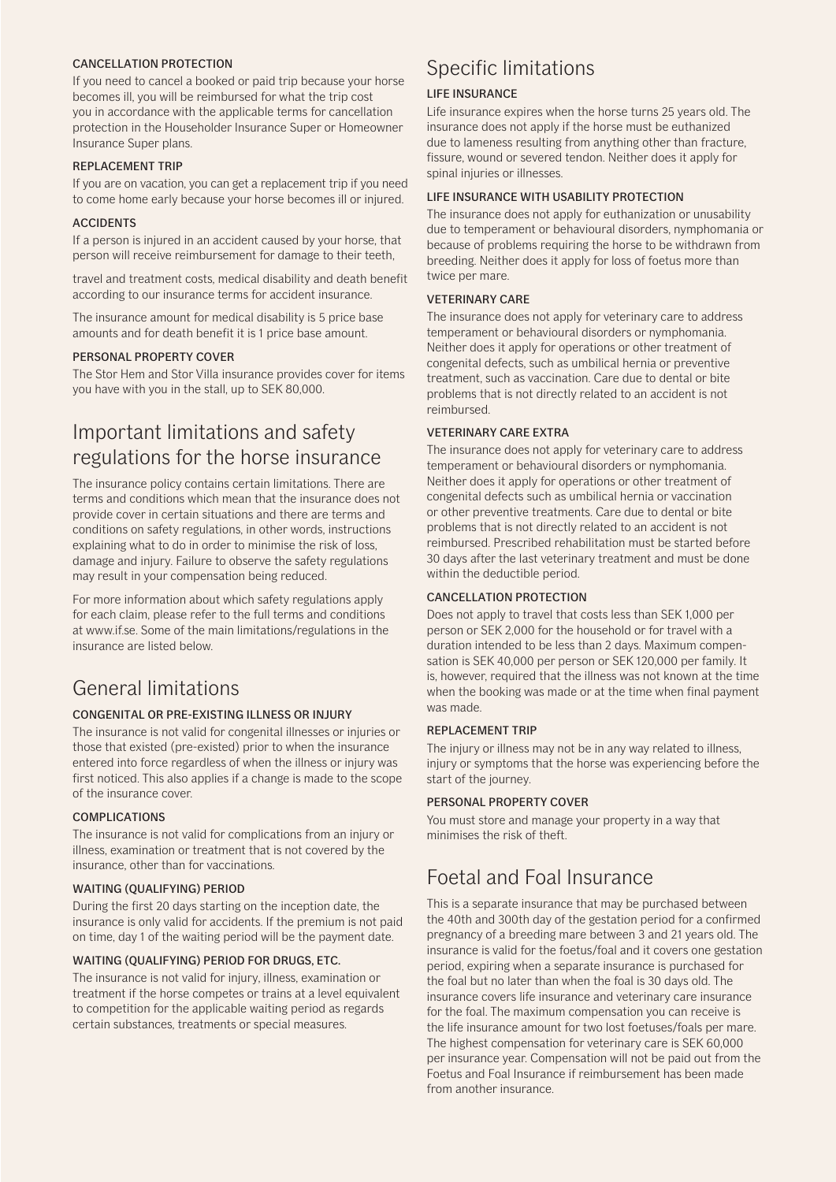#### CANCELLATION PROTECTION

If you need to cancel a booked or paid trip because your horse becomes ill, you will be reimbursed for what the trip cost you in accordance with the applicable terms for cancellation protection in the Householder Insurance Super or Homeowner Insurance Super plans.

#### REPLACEMENT TRIP

If you are on vacation, you can get a replacement trip if you need to come home early because your horse becomes ill or injured.

#### ACCIDENTS

If a person is injured in an accident caused by your horse, that person will receive reimbursement for damage to their teeth, travel and treatment costs, medical disability and death benefit according to our insurance terms for accident insurance.

The insurance amount for medical disability is 5 price base amounts and for death benefit it is 1 price base amount.

#### PERSONAL PROPERTY COVER

The Stor Hem and Stor Villa insurance provides cover for items you have with you in the stall, up to SEK 80,000.

## Important limitations and safety regulations for the horse insurance

The insurance policy contains certain limitations. There are terms and conditions which mean that the insurance does not provide cover in certain situations and there are terms and conditions on safety regulations, in other words, instructions explaining what to do in order to minimise the risk of loss, damage and injury. Failure to observe the safety regulations may result in your compensation being reduced.

For more information about which safety regulations apply for each claim, please refer to the full terms and conditions at www.if.se. Some of the main limitations/regulations in the insurance are listed below.

## General limitations

#### CONGENITAL OR PRE-EXISTING ILLNESS OR INJURY

The insurance is not valid for congenital illnesses or injuries or those that existed (pre-existed) prior to when the insurance entered into force regardless of when the illness or injury was first noticed. This also applies if a change is made to the scope of the insurance cover.

#### COMPLICATIONS

The insurance is not valid for complications from an injury or illness, examination or treatment that is not covered by the insurance, other than for vaccinations.

#### WAITING (QUALIFYING) PERIOD

During the first 20 days starting on the inception date, the insurance is only valid for accidents. If the premium is not paid on time, day 1 of the waiting period will be the payment date.

#### WAITING (QUALIFYING) PERIOD FOR DRUGS, ETC.

The insurance is not valid for injury, illness, examination or treatment if the horse competes or trains at a level equivalent to competition for the applicable waiting period as regards certain substances, treatments or special measures.

## Specific limitations

#### LIFE INSURANCE

Life insurance expires when the horse turns 25 years old. The insurance does not apply if the horse must be euthanized due to lameness resulting from anything other than fracture, fissure, wound or severed tendon. Neither does it apply for spinal injuries or illnesses.

#### LIFE INSURANCE WITH USABILITY PROTECTION

The insurance does not apply for euthanization or unusability due to temperament or behavioural disorders, nymphomania or because of problems requiring the horse to be withdrawn from breeding. Neither does it apply for loss of foetus more than twice per mare.

#### VETERINARY CARE

The insurance does not apply for veterinary care to address temperament or behavioural disorders or nymphomania. Neither does it apply for operations or other treatment of congenital defects, such as umbilical hernia or preventive treatment, such as vaccination. Care due to dental or bite problems that is not directly related to an accident is not reimbursed.

#### VETERINARY CARE EXTRA

The insurance does not apply for veterinary care to address temperament or behavioural disorders or nymphomania. Neither does it apply for operations or other treatment of congenital defects such as umbilical hernia or vaccination or other preventive treatments. Care due to dental or bite problems that is not directly related to an accident is not reimbursed. Prescribed rehabilitation must be started before 30 days after the last veterinary treatment and must be done within the deductible period.

#### CANCELLATION PROTECTION

Does not apply to travel that costs less than SEK 1,000 per person or SEK 2,000 for the household or for travel with a duration intended to be less than 2 days. Maximum compensation is SEK 40,000 per person or SEK 120,000 per family. It is, however, required that the illness was not known at the time when the booking was made or at the time when final payment was made.

#### REPLACEMENT TRIP

The injury or illness may not be in any way related to illness, injury or symptoms that the horse was experiencing before the start of the journey.

#### PERSONAL PROPERTY COVER

You must store and manage your property in a way that minimises the risk of theft.

## Foetal and Foal Insurance

This is a separate insurance that may be purchased between the 40th and 300th day of the gestation period for a confirmed pregnancy of a breeding mare between 3 and 21 years old. The insurance is valid for the foetus/foal and it covers one gestation period, expiring when a separate insurance is purchased for the foal but no later than when the foal is 30 days old. The insurance covers life insurance and veterinary care insurance for the foal. The maximum compensation you can receive is the life insurance amount for two lost foetuses/foals per mare. The highest compensation for veterinary care is SEK 60,000 per insurance year. Compensation will not be paid out from the Foetus and Foal Insurance if reimbursement has been made from another insurance.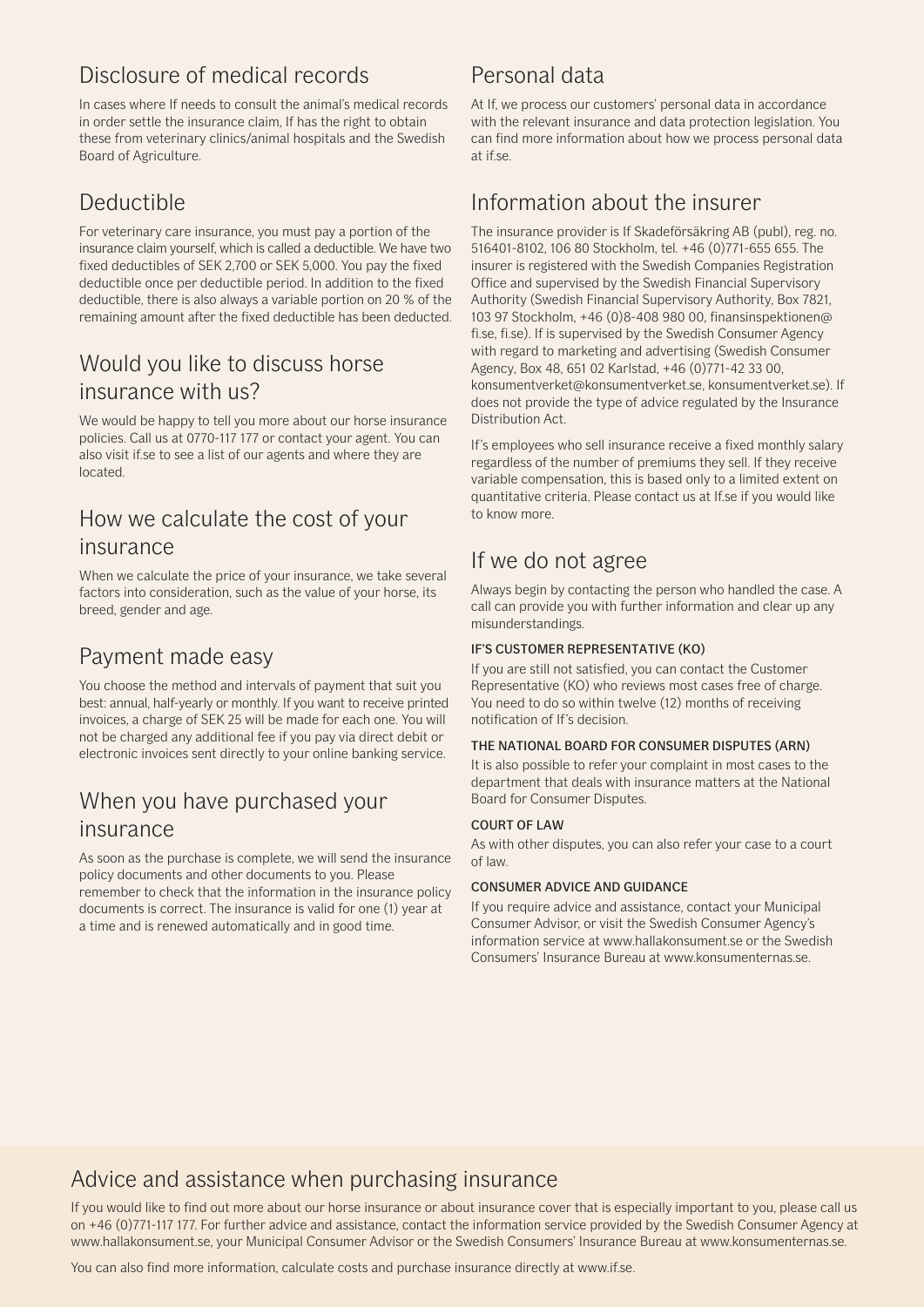## Disclosure of medical records

In cases where If needs to consult the animal's medical records in order settle the insurance claim, If has the right to obtain these from veterinary clinics/animal hospitals and the Swedish Board of Agriculture.

## Deductible

For veterinary care insurance, you must pay a portion of the insurance claim yourself, which is called a deductible. We have two fixed deductibles of SEK 2,700 or SEK 5,000. You pay the fixed deductible once per deductible period. In addition to the fixed deductible, there is also always a variable portion on 20 % of the remaining amount after the fixed deductible has been deducted.

## Would you like to discuss horse insurance with us?

We would be happy to tell you more about our horse insurance policies. Call us at 0770-117 177 or contact your agent. You can also visit if.se to see a list of our agents and where they are located.

## How we calculate the cost of your insurance

When we calculate the price of your insurance, we take several factors into consideration, such as the value of your horse, its breed, gender and age.

## Payment made easy

You choose the method and intervals of payment that suit you best: annual, half-yearly or monthly. If you want to receive printed invoices, a charge of SEK 25 will be made for each one. You will not be charged any additional fee if you pay via direct debit or electronic invoices sent directly to your online banking service.

## When you have purchased your insurance

As soon as the purchase is complete, we will send the insurance policy documents and other documents to you. Please remember to check that the information in the insurance policy documents is correct. The insurance is valid for one (1) year at a time and is renewed automatically and in good time.

## Personal data

At If, we process our customers' personal data in accordance with the relevant insurance and data protection legislation. You can find more information about how we process personal data at if.se.

## Information about the insurer

The insurance provider is If Skadeförsäkring AB (publ), reg. no. 516401-8102, 106 80 Stockholm, tel. +46 (0)771-655 655. The insurer is registered with the Swedish Companies Registration Office and supervised by the Swedish Financial Supervisory Authority (Swedish Financial Supervisory Authority, Box 7821, 103 97 Stockholm, +46 (0)8-408 980 00, finansinspektionen@fi.se, fi.se). If is supervised by the Swedish Consumer Agency with regard to marketing and advertising (Swedish Consumer Agency, Box 48, 651 02 Karlstad, +46 (0)771-42 33 00, konsumentverket@konsumentverket.se, konsumentverket.se). If does not provide the type of advice regulated by the Insurance Distribution Act.

If's employees who sell insurance receive a fixed monthly salary regardless of the number of premiums they sell. If they receive variable compensation, this is based only to a limited extent on quantitative criteria. Please contact us at If.se if you would like to know more.

## If we do not agree

Always begin by contacting the person who handled the case. A call can provide you with further information and clear up any misunderstandings.

### IF'S CUSTOMER REPRESENTATIVE (KO)

If you are still not satisfied, you can contact the Customer Representative (KO) who reviews most cases free of charge. You need to do so within twelve (12) months of receiving notification of If's decision.

### THE NATIONAL BOARD FOR CONSUMER DISPUTES (ARN)

It is also possible to refer your complaint in most cases to the department that deals with insurance matters at the National Board for Consumer Disputes.

### COURT OF LAW

As with other disputes, you can also refer your case to a court of law.

### CONSUMER ADVICE AND GUIDANCE

If you require advice and assistance, contact your Municipal Consumer Advisor, or visit the Swedish Consumer Agency's information service at www.hallakonsument.se or the Swedish Consumers' Insurance Bureau at www.konsumenternas.se.

## Advice and assistance when purchasing insurance

If you would like to find out more about our horse insurance or about insurance cover that is especially important to you, please call us on +46 (0)771-117 177. For further advice and assistance, contact the information service provided by the Swedish Consumer Agency at www.hallakonsument.se, your Municipal Consumer Advisor or the Swedish Consumers' Insurance Bureau at www.konsumenternas.se.

You can also find more information, calculate costs and purchase insurance directly at www.if.se.